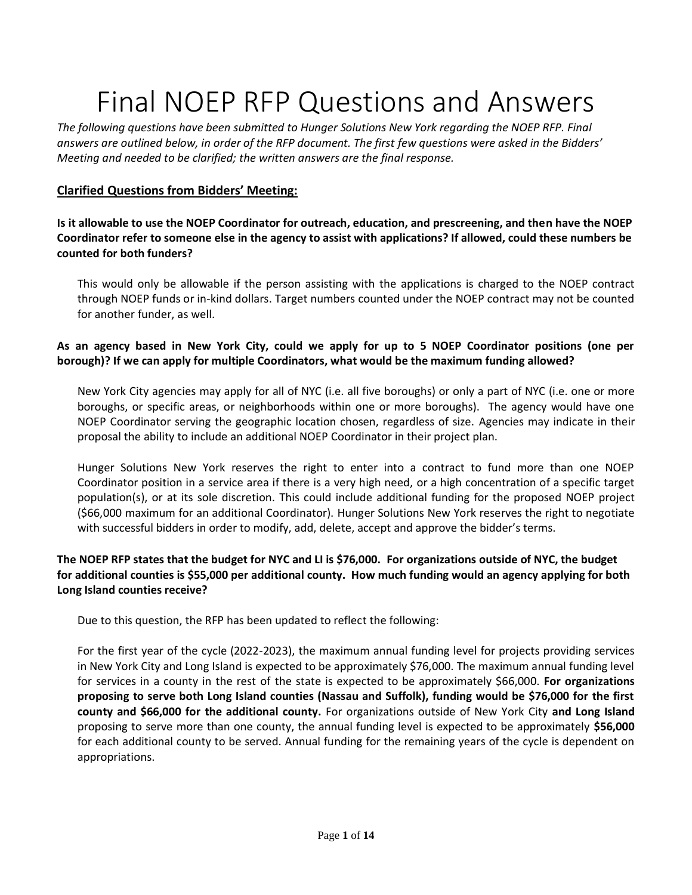# Final NOEP RFP Questions and Answers

*The following questions have been submitted to Hunger Solutions New York regarding the NOEP RFP. Final answers are outlined below, in order of the RFP document. The first few questions were asked in the Bidders' Meeting and needed to be clarified; the written answers are the final response.*

## Clarified Questions from Bidders' Meeting:

**Is it allowable to use the NOEP Coordinator for outreach, education, and prescreening, and then have the NOEP Coordinator refer to someone else in the agency to assist with applications? If allowed, could these numbers be counted for both funders?**

This would only be allowable if the person assisting with the applications is charged to the NOEP contract through NOEP funds or in-kind dollars. Target numbers counted under the NOEP contract may not be counted for another funder, as well.

**As an agency based in New York City, could we apply for up to 5 NOEP Coordinator positions (one per borough)? If we can apply for multiple Coordinators, what would be the maximum funding allowed?**

New York City agencies may apply for all of NYC (i.e. all five boroughs) or only a part of NYC (i.e. one or more boroughs, or specific areas, or neighborhoods within one or more boroughs). The agency would have one NOEP Coordinator serving the geographic location chosen, regardless of size. Agencies may indicate in their proposal the ability to include an additional NOEP Coordinator in their project plan.

Hunger Solutions New York reserves the right to enter into a contract to fund more than one NOEP Coordinator position in a service area if there is a very high need, or a high concentration of a specific target population(s), or at its sole discretion. This could include additional funding for the proposed NOEP project ($66,000 maximum for an additional Coordinator). Hunger Solutions New York reserves the right to negotiate with successful bidders in order to modify, add, delete, accept and approve the bidder's terms.

**The NOEP RFP states that the budget for NYC and LI is $76,000. For organizations outside of NYC, the budget for additional counties is $55,000 per additional county. How much funding would an agency applying for both Long Island counties receive?**

Due to this question, the RFP has been updated to reflect the following:

For the first year of the cycle (2022-2023), the maximum annual funding level for projects providing services in New York City and Long Island is expected to be approximately $76,000. The maximum annual funding level for services in a county in the rest of the state is expected to be approximately $66,000. **For organizations proposing to serve both Long Island counties (Nassau and Suffolk), funding would be $76,000 for the first county and $66,000 for the additional county.** For organizations outside of New York City **and Long Island** proposing to serve more than one county, the annual funding level is expected to be approximately **$56,000** for each additional county to be served. Annual funding for the remaining years of the cycle is dependent on appropriations.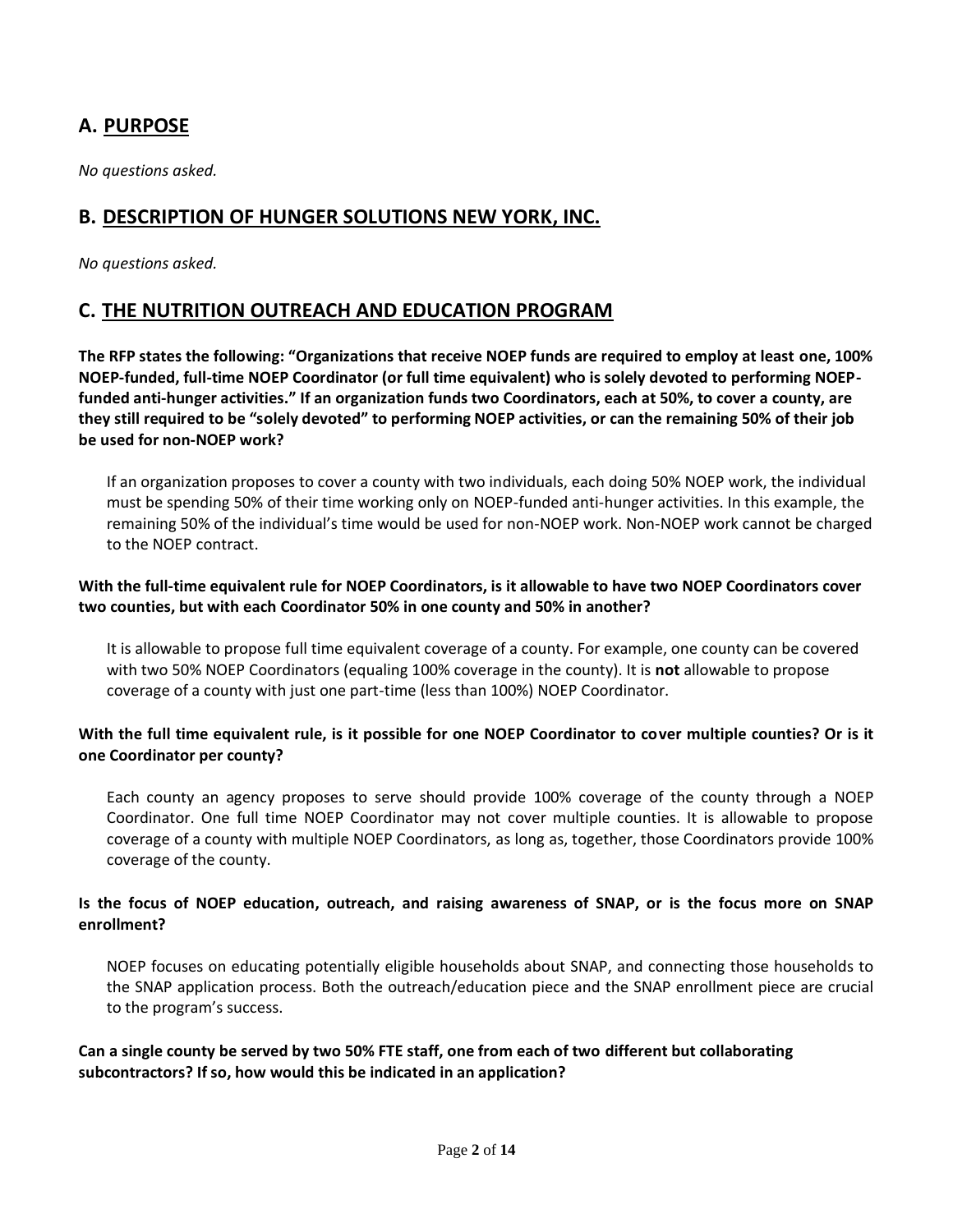## A. PURPOSE

*No questions asked.*

## B. DESCRIPTION OF HUNGER SOLUTIONS NEW YORK, INC.

*No questions asked.*

## C. THE NUTRITION OUTREACH AND EDUCATION PROGRAM

**The RFP states the following: "Organizations that receive NOEP funds are required to employ at least one, 100% NOEP-funded, full-time NOEP Coordinator (or full time equivalent) who is solely devoted to performing NOEP-funded anti-hunger activities." If an organization funds two Coordinators, each at 50%, to cover a county, are they still required to be "solely devoted" to performing NOEP activities, or can the remaining 50% of their job be used for non-NOEP work?**

If an organization proposes to cover a county with two individuals, each doing 50% NOEP work, the individual must be spending 50% of their time working only on NOEP-funded anti-hunger activities. In this example, the remaining 50% of the individual's time would be used for non-NOEP work. Non-NOEP work cannot be charged to the NOEP contract.

**With the full-time equivalent rule for NOEP Coordinators, is it allowable to have two NOEP Coordinators cover two counties, but with each Coordinator 50% in one county and 50% in another?**

It is allowable to propose full time equivalent coverage of a county. For example, one county can be covered with two 50% NOEP Coordinators (equaling 100% coverage in the county). It is **not** allowable to propose coverage of a county with just one part-time (less than 100%) NOEP Coordinator.

**With the full time equivalent rule, is it possible for one NOEP Coordinator to cover multiple counties? Or is it one Coordinator per county?**

Each county an agency proposes to serve should provide 100% coverage of the county through a NOEP Coordinator. One full time NOEP Coordinator may not cover multiple counties. It is allowable to propose coverage of a county with multiple NOEP Coordinators, as long as, together, those Coordinators provide 100% coverage of the county.

**Is the focus of NOEP education, outreach, and raising awareness of SNAP, or is the focus more on SNAP enrollment?**

NOEP focuses on educating potentially eligible households about SNAP, and connecting those households to the SNAP application process. Both the outreach/education piece and the SNAP enrollment piece are crucial to the program's success.

**Can a single county be served by two 50% FTE staff, one from each of two different but collaborating subcontractors? If so, how would this be indicated in an application?**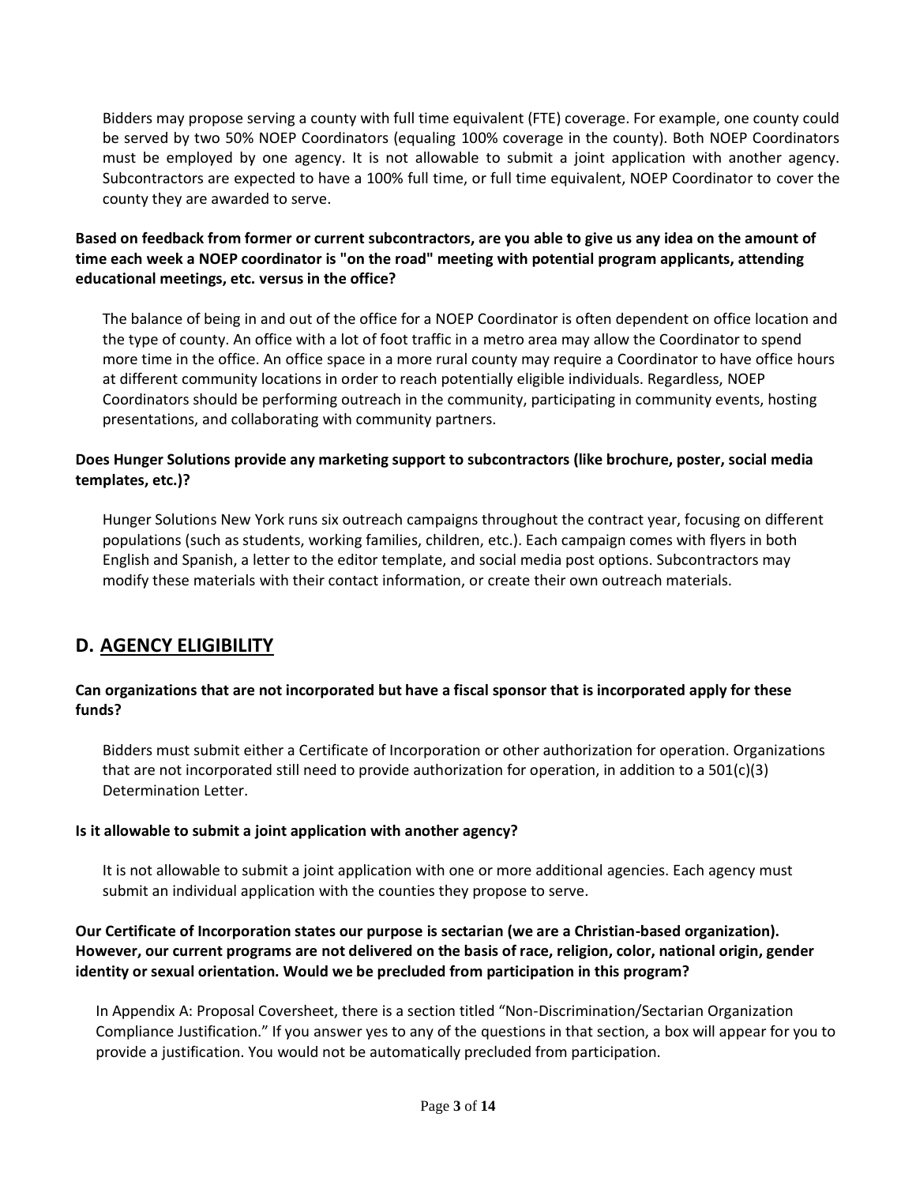Bidders may propose serving a county with full time equivalent (FTE) coverage. For example, one county could be served by two 50% NOEP Coordinators (equaling 100% coverage in the county). Both NOEP Coordinators must be employed by one agency. It is not allowable to submit a joint application with another agency. Subcontractors are expected to have a 100% full time, or full time equivalent, NOEP Coordinator to cover the county they are awarded to serve.

**Based on feedback from former or current subcontractors, are you able to give us any idea on the amount of time each week a NOEP coordinator is "on the road" meeting with potential program applicants, attending educational meetings, etc. versus in the office?**

The balance of being in and out of the office for a NOEP Coordinator is often dependent on office location and the type of county. An office with a lot of foot traffic in a metro area may allow the Coordinator to spend more time in the office. An office space in a more rural county may require a Coordinator to have office hours at different community locations in order to reach potentially eligible individuals. Regardless, NOEP Coordinators should be performing outreach in the community, participating in community events, hosting presentations, and collaborating with community partners.

**Does Hunger Solutions provide any marketing support to subcontractors (like brochure, poster, social media templates, etc.)?**

Hunger Solutions New York runs six outreach campaigns throughout the contract year, focusing on different populations (such as students, working families, children, etc.). Each campaign comes with flyers in both English and Spanish, a letter to the editor template, and social media post options. Subcontractors may modify these materials with their contact information, or create their own outreach materials.

## D. AGENCY ELIGIBILITY

**Can organizations that are not incorporated but have a fiscal sponsor that is incorporated apply for these funds?**

Bidders must submit either a Certificate of Incorporation or other authorization for operation. Organizations that are not incorporated still need to provide authorization for operation, in addition to a 501(c)(3) Determination Letter.

**Is it allowable to submit a joint application with another agency?**

It is not allowable to submit a joint application with one or more additional agencies. Each agency must submit an individual application with the counties they propose to serve.

**Our Certificate of Incorporation states our purpose is sectarian (we are a Christian-based organization). However, our current programs are not delivered on the basis of race, religion, color, national origin, gender identity or sexual orientation. Would we be precluded from participation in this program?**

In Appendix A: Proposal Coversheet, there is a section titled "Non-Discrimination/Sectarian Organization Compliance Justification." If you answer yes to any of the questions in that section, a box will appear for you to provide a justification. You would not be automatically precluded from participation.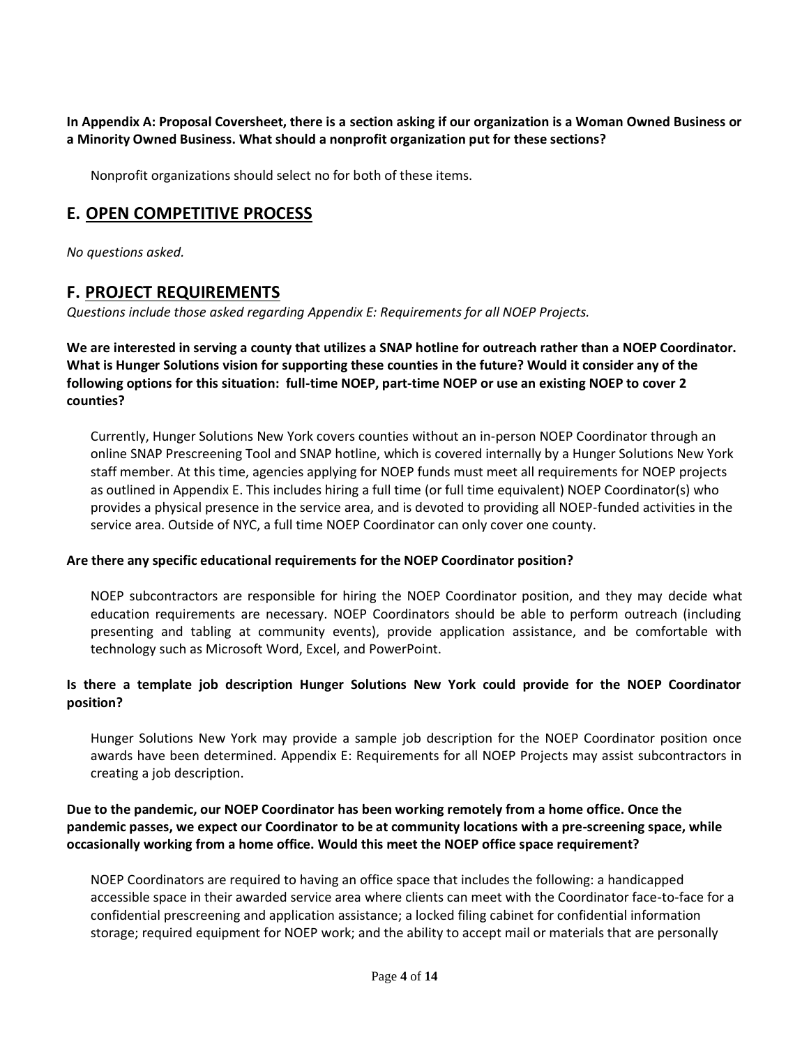**In Appendix A: Proposal Coversheet, there is a section asking if our organization is a Woman Owned Business or a Minority Owned Business. What should a nonprofit organization put for these sections?**

Nonprofit organizations should select no for both of these items.

## E. OPEN COMPETITIVE PROCESS

*No questions asked.*

## F. PROJECT REQUIREMENTS

*Questions include those asked regarding Appendix E: Requirements for all NOEP Projects.*

**We are interested in serving a county that utilizes a SNAP hotline for outreach rather than a NOEP Coordinator. What is Hunger Solutions vision for supporting these counties in the future? Would it consider any of the following options for this situation: full-time NOEP, part-time NOEP or use an existing NOEP to cover 2 counties?**

Currently, Hunger Solutions New York covers counties without an in-person NOEP Coordinator through an online SNAP Prescreening Tool and SNAP hotline, which is covered internally by a Hunger Solutions New York staff member. At this time, agencies applying for NOEP funds must meet all requirements for NOEP projects as outlined in Appendix E. This includes hiring a full time (or full time equivalent) NOEP Coordinator(s) who provides a physical presence in the service area, and is devoted to providing all NOEP-funded activities in the service area. Outside of NYC, a full time NOEP Coordinator can only cover one county.

**Are there any specific educational requirements for the NOEP Coordinator position?**

NOEP subcontractors are responsible for hiring the NOEP Coordinator position, and they may decide what education requirements are necessary. NOEP Coordinators should be able to perform outreach (including presenting and tabling at community events), provide application assistance, and be comfortable with technology such as Microsoft Word, Excel, and PowerPoint.

**Is there a template job description Hunger Solutions New York could provide for the NOEP Coordinator position?**

Hunger Solutions New York may provide a sample job description for the NOEP Coordinator position once awards have been determined. Appendix E: Requirements for all NOEP Projects may assist subcontractors in creating a job description.

**Due to the pandemic, our NOEP Coordinator has been working remotely from a home office. Once the pandemic passes, we expect our Coordinator to be at community locations with a pre-screening space, while occasionally working from a home office. Would this meet the NOEP office space requirement?**

NOEP Coordinators are required to having an office space that includes the following: a handicapped accessible space in their awarded service area where clients can meet with the Coordinator face-to-face for a confidential prescreening and application assistance; a locked filing cabinet for confidential information storage; required equipment for NOEP work; and the ability to accept mail or materials that are personally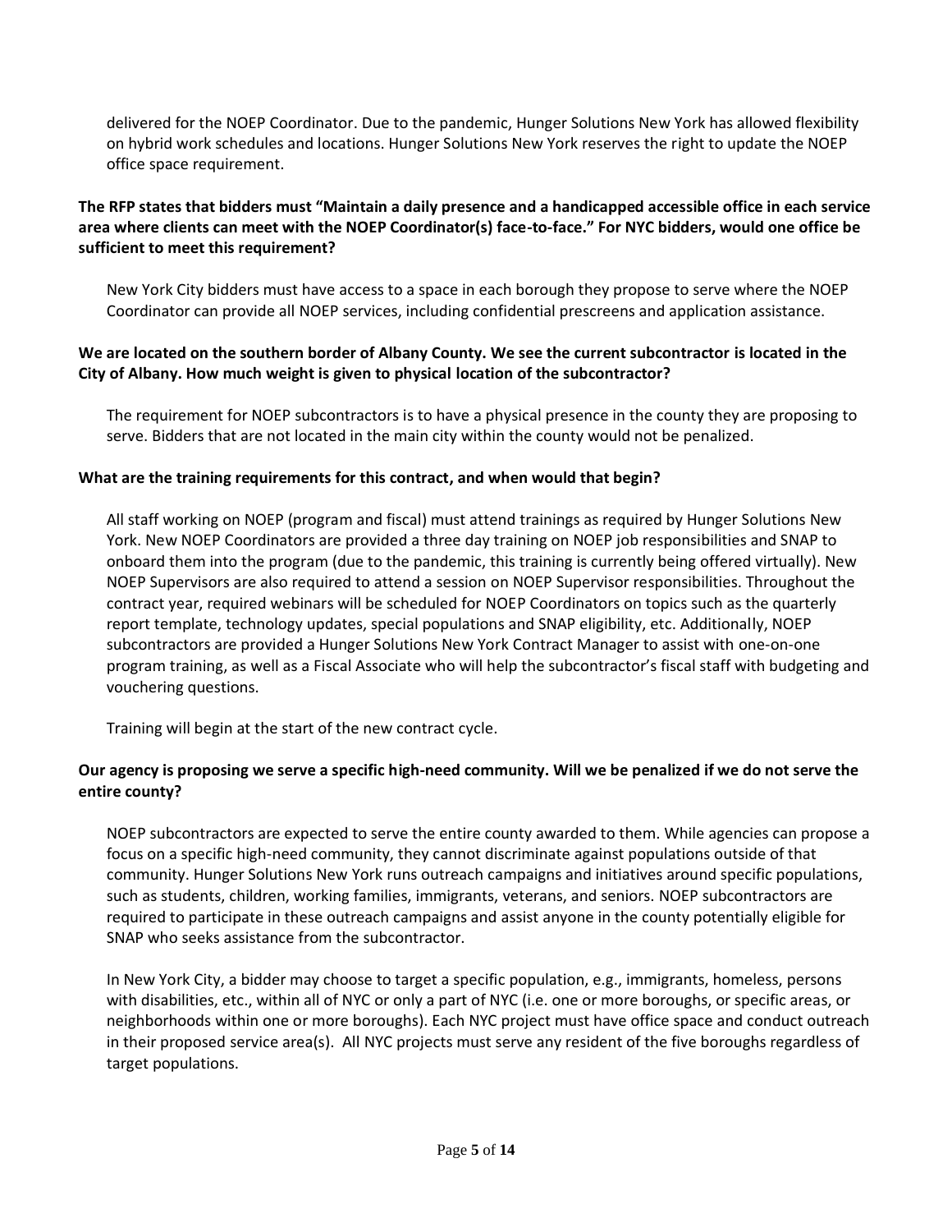delivered for the NOEP Coordinator. Due to the pandemic, Hunger Solutions New York has allowed flexibility on hybrid work schedules and locations. Hunger Solutions New York reserves the right to update the NOEP office space requirement.

**The RFP states that bidders must "Maintain a daily presence and a handicapped accessible office in each service area where clients can meet with the NOEP Coordinator(s) face-to-face." For NYC bidders, would one office be sufficient to meet this requirement?**

New York City bidders must have access to a space in each borough they propose to serve where the NOEP Coordinator can provide all NOEP services, including confidential prescreens and application assistance.

**We are located on the southern border of Albany County. We see the current subcontractor is located in the City of Albany. How much weight is given to physical location of the subcontractor?**

The requirement for NOEP subcontractors is to have a physical presence in the county they are proposing to serve. Bidders that are not located in the main city within the county would not be penalized.

**What are the training requirements for this contract, and when would that begin?**

All staff working on NOEP (program and fiscal) must attend trainings as required by Hunger Solutions New York. New NOEP Coordinators are provided a three day training on NOEP job responsibilities and SNAP to onboard them into the program (due to the pandemic, this training is currently being offered virtually). New NOEP Supervisors are also required to attend a session on NOEP Supervisor responsibilities. Throughout the contract year, required webinars will be scheduled for NOEP Coordinators on topics such as the quarterly report template, technology updates, special populations and SNAP eligibility, etc. Additionally, NOEP subcontractors are provided a Hunger Solutions New York Contract Manager to assist with one-on-one program training, as well as a Fiscal Associate who will help the subcontractor's fiscal staff with budgeting and vouchering questions.

Training will begin at the start of the new contract cycle.

**Our agency is proposing we serve a specific high-need community. Will we be penalized if we do not serve the entire county?**

NOEP subcontractors are expected to serve the entire county awarded to them. While agencies can propose a focus on a specific high-need community, they cannot discriminate against populations outside of that community. Hunger Solutions New York runs outreach campaigns and initiatives around specific populations, such as students, children, working families, immigrants, veterans, and seniors. NOEP subcontractors are required to participate in these outreach campaigns and assist anyone in the county potentially eligible for SNAP who seeks assistance from the subcontractor.

In New York City, a bidder may choose to target a specific population, e.g., immigrants, homeless, persons with disabilities, etc., within all of NYC or only a part of NYC (i.e. one or more boroughs, or specific areas, or neighborhoods within one or more boroughs). Each NYC project must have office space and conduct outreach in their proposed service area(s). All NYC projects must serve any resident of the five boroughs regardless of target populations.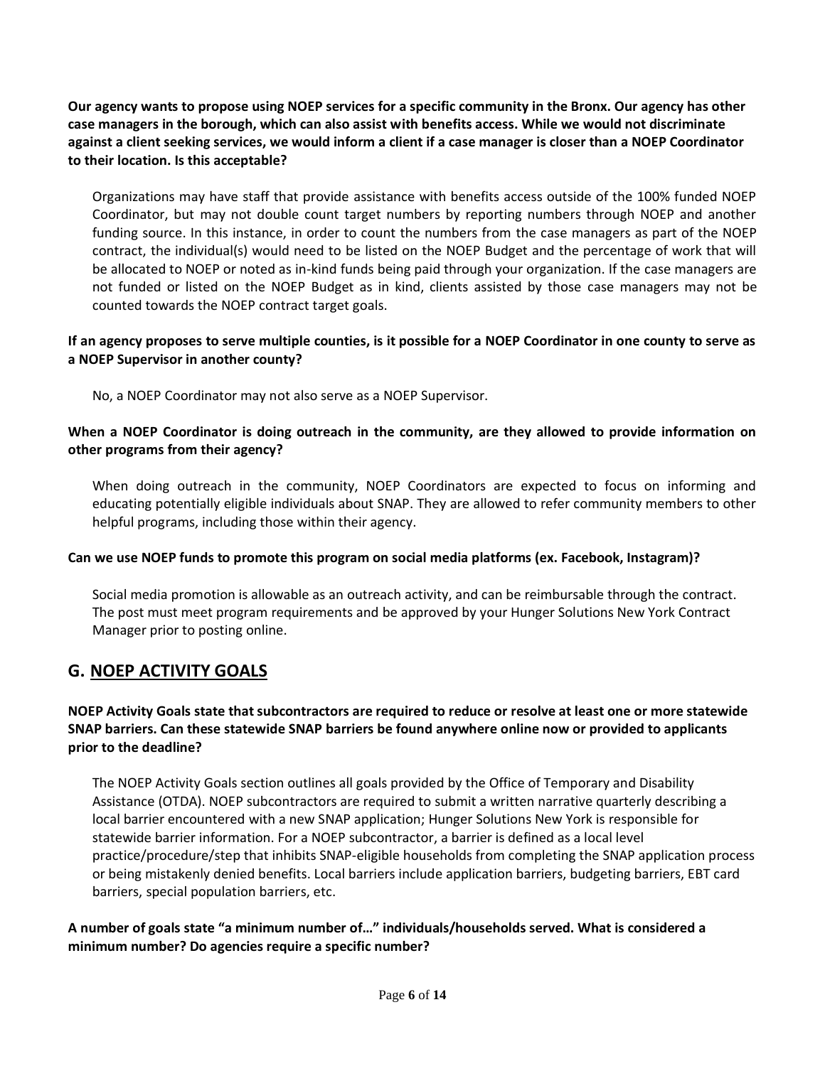**Our agency wants to propose using NOEP services for a specific community in the Bronx. Our agency has other case managers in the borough, which can also assist with benefits access. While we would not discriminate against a client seeking services, we would inform a client if a case manager is closer than a NOEP Coordinator to their location. Is this acceptable?**

Organizations may have staff that provide assistance with benefits access outside of the 100% funded NOEP Coordinator, but may not double count target numbers by reporting numbers through NOEP and another funding source. In this instance, in order to count the numbers from the case managers as part of the NOEP contract, the individual(s) would need to be listed on the NOEP Budget and the percentage of work that will be allocated to NOEP or noted as in-kind funds being paid through your organization. If the case managers are not funded or listed on the NOEP Budget as in kind, clients assisted by those case managers may not be counted towards the NOEP contract target goals.

**If an agency proposes to serve multiple counties, is it possible for a NOEP Coordinator in one county to serve as a NOEP Supervisor in another county?**

No, a NOEP Coordinator may not also serve as a NOEP Supervisor.

**When a NOEP Coordinator is doing outreach in the community, are they allowed to provide information on other programs from their agency?**

When doing outreach in the community, NOEP Coordinators are expected to focus on informing and educating potentially eligible individuals about SNAP. They are allowed to refer community members to other helpful programs, including those within their agency.

**Can we use NOEP funds to promote this program on social media platforms (ex. Facebook, Instagram)?**

Social media promotion is allowable as an outreach activity, and can be reimbursable through the contract. The post must meet program requirements and be approved by your Hunger Solutions New York Contract Manager prior to posting online.

## G. NOEP ACTIVITY GOALS

**NOEP Activity Goals state that subcontractors are required to reduce or resolve at least one or more statewide SNAP barriers. Can these statewide SNAP barriers be found anywhere online now or provided to applicants prior to the deadline?**

The NOEP Activity Goals section outlines all goals provided by the Office of Temporary and Disability Assistance (OTDA). NOEP subcontractors are required to submit a written narrative quarterly describing a local barrier encountered with a new SNAP application; Hunger Solutions New York is responsible for statewide barrier information. For a NOEP subcontractor, a barrier is defined as a local level practice/procedure/step that inhibits SNAP-eligible households from completing the SNAP application process or being mistakenly denied benefits. Local barriers include application barriers, budgeting barriers, EBT card barriers, special population barriers, etc.

**A number of goals state "a minimum number of…" individuals/households served. What is considered a minimum number? Do agencies require a specific number?**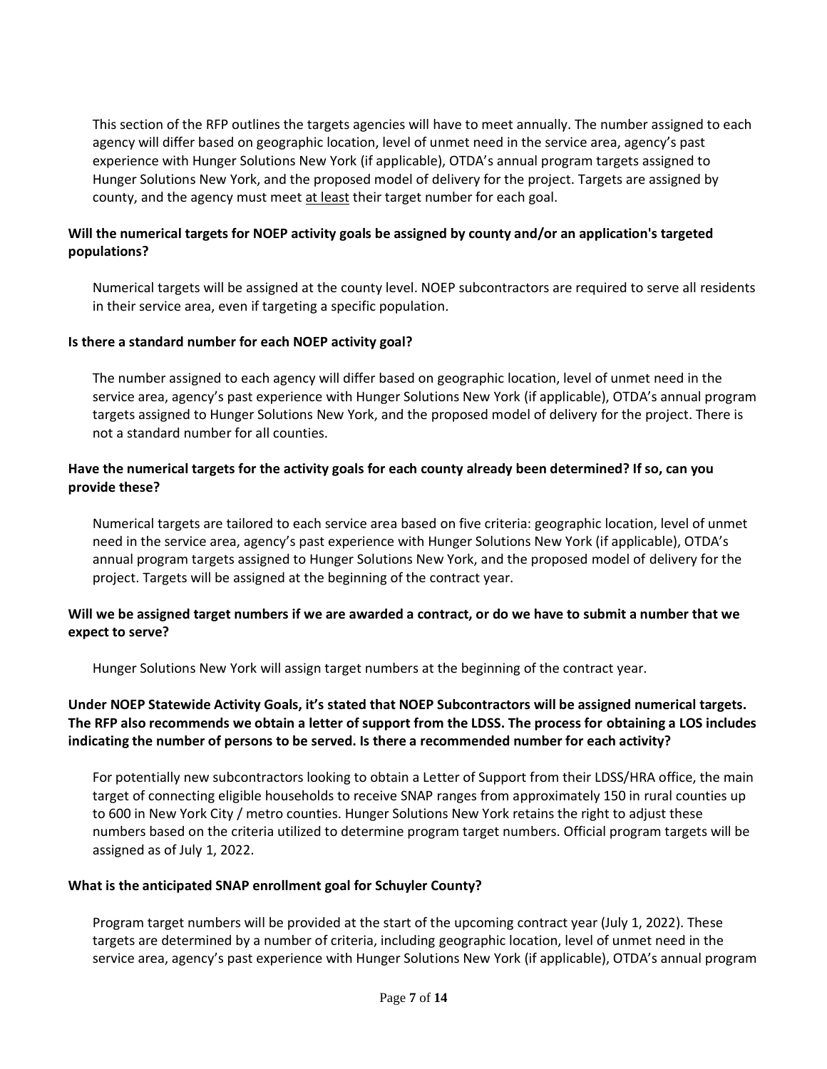This section of the RFP outlines the targets agencies will have to meet annually. The number assigned to each agency will differ based on geographic location, level of unmet need in the service area, agency's past experience with Hunger Solutions New York (if applicable), OTDA's annual program targets assigned to Hunger Solutions New York, and the proposed model of delivery for the project. Targets are assigned by county, and the agency must meet <u>at least</u> their target number for each goal.

**Will the numerical targets for NOEP activity goals be assigned by county and/or an application's targeted populations?**

Numerical targets will be assigned at the county level. NOEP subcontractors are required to serve all residents in their service area, even if targeting a specific population.

**Is there a standard number for each NOEP activity goal?**

The number assigned to each agency will differ based on geographic location, level of unmet need in the service area, agency's past experience with Hunger Solutions New York (if applicable), OTDA's annual program targets assigned to Hunger Solutions New York, and the proposed model of delivery for the project. There is not a standard number for all counties.

**Have the numerical targets for the activity goals for each county already been determined? If so, can you provide these?**

Numerical targets are tailored to each service area based on five criteria: geographic location, level of unmet need in the service area, agency's past experience with Hunger Solutions New York (if applicable), OTDA's annual program targets assigned to Hunger Solutions New York, and the proposed model of delivery for the project. Targets will be assigned at the beginning of the contract year.

**Will we be assigned target numbers if we are awarded a contract, or do we have to submit a number that we expect to serve?**

Hunger Solutions New York will assign target numbers at the beginning of the contract year.

**Under NOEP Statewide Activity Goals, it's stated that NOEP Subcontractors will be assigned numerical targets. The RFP also recommends we obtain a letter of support from the LDSS. The process for obtaining a LOS includes indicating the number of persons to be served. Is there a recommended number for each activity?**

For potentially new subcontractors looking to obtain a Letter of Support from their LDSS/HRA office, the main target of connecting eligible households to receive SNAP ranges from approximately 150 in rural counties up to 600 in New York City / metro counties. Hunger Solutions New York retains the right to adjust these numbers based on the criteria utilized to determine program target numbers. Official program targets will be assigned as of July 1, 2022.

**What is the anticipated SNAP enrollment goal for Schuyler County?**

Program target numbers will be provided at the start of the upcoming contract year (July 1, 2022). These targets are determined by a number of criteria, including geographic location, level of unmet need in the service area, agency's past experience with Hunger Solutions New York (if applicable), OTDA's annual program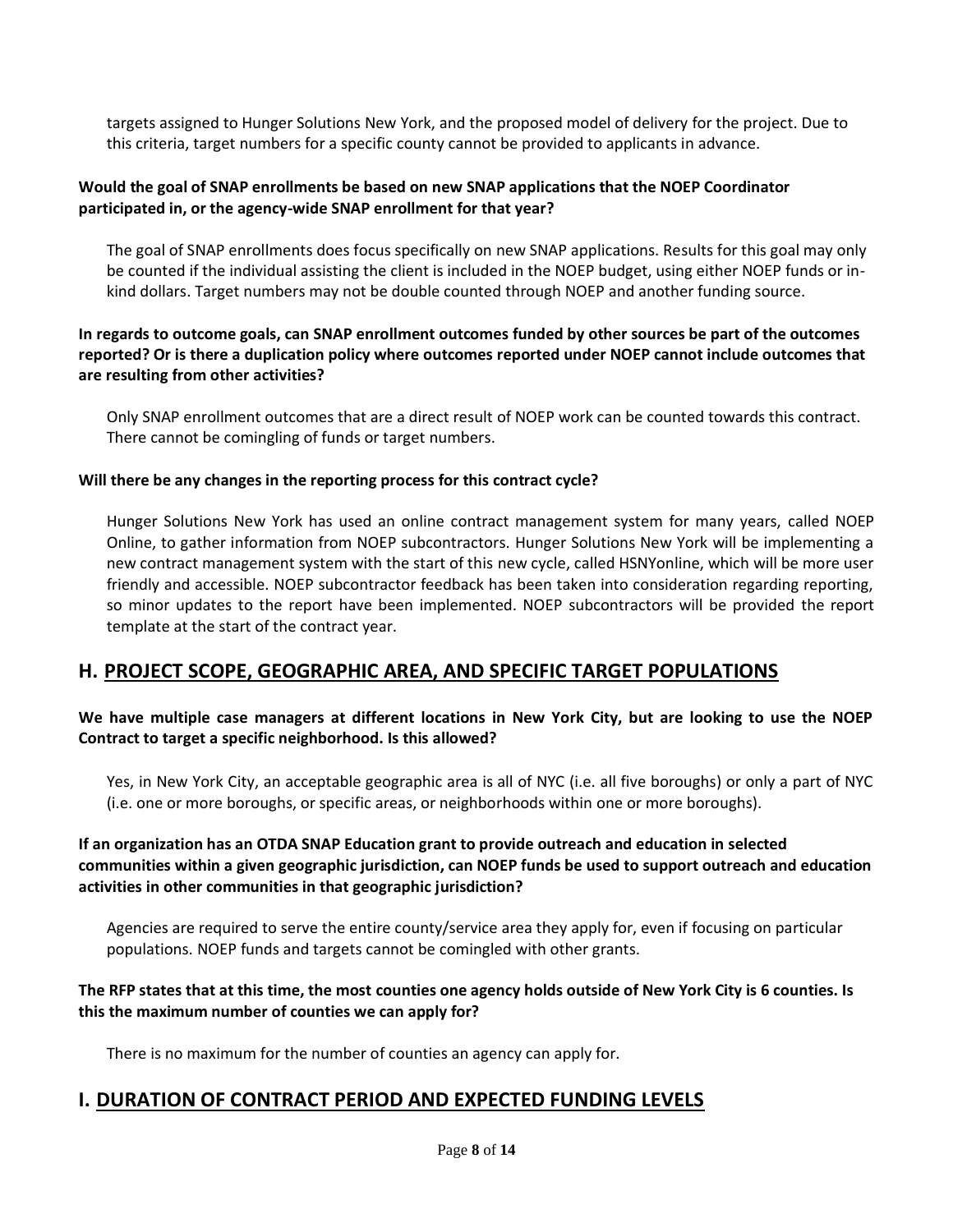targets assigned to Hunger Solutions New York, and the proposed model of delivery for the project. Due to this criteria, target numbers for a specific county cannot be provided to applicants in advance.

**Would the goal of SNAP enrollments be based on new SNAP applications that the NOEP Coordinator participated in, or the agency-wide SNAP enrollment for that year?**

The goal of SNAP enrollments does focus specifically on new SNAP applications. Results for this goal may only be counted if the individual assisting the client is included in the NOEP budget, using either NOEP funds or in-kind dollars. Target numbers may not be double counted through NOEP and another funding source.

**In regards to outcome goals, can SNAP enrollment outcomes funded by other sources be part of the outcomes reported? Or is there a duplication policy where outcomes reported under NOEP cannot include outcomes that are resulting from other activities?**

Only SNAP enrollment outcomes that are a direct result of NOEP work can be counted towards this contract. There cannot be comingling of funds or target numbers.

**Will there be any changes in the reporting process for this contract cycle?**

Hunger Solutions New York has used an online contract management system for many years, called NOEP Online, to gather information from NOEP subcontractors. Hunger Solutions New York will be implementing a new contract management system with the start of this new cycle, called HSNYonline, which will be more user friendly and accessible. NOEP subcontractor feedback has been taken into consideration regarding reporting, so minor updates to the report have been implemented. NOEP subcontractors will be provided the report template at the start of the contract year.

## H. PROJECT SCOPE, GEOGRAPHIC AREA, AND SPECIFIC TARGET POPULATIONS

**We have multiple case managers at different locations in New York City, but are looking to use the NOEP Contract to target a specific neighborhood. Is this allowed?**

Yes, in New York City, an acceptable geographic area is all of NYC (i.e. all five boroughs) or only a part of NYC (i.e. one or more boroughs, or specific areas, or neighborhoods within one or more boroughs).

**If an organization has an OTDA SNAP Education grant to provide outreach and education in selected communities within a given geographic jurisdiction, can NOEP funds be used to support outreach and education activities in other communities in that geographic jurisdiction?**

Agencies are required to serve the entire county/service area they apply for, even if focusing on particular populations. NOEP funds and targets cannot be comingled with other grants.

**The RFP states that at this time, the most counties one agency holds outside of New York City is 6 counties. Is this the maximum number of counties we can apply for?**

There is no maximum for the number of counties an agency can apply for.

## I. DURATION OF CONTRACT PERIOD AND EXPECTED FUNDING LEVELS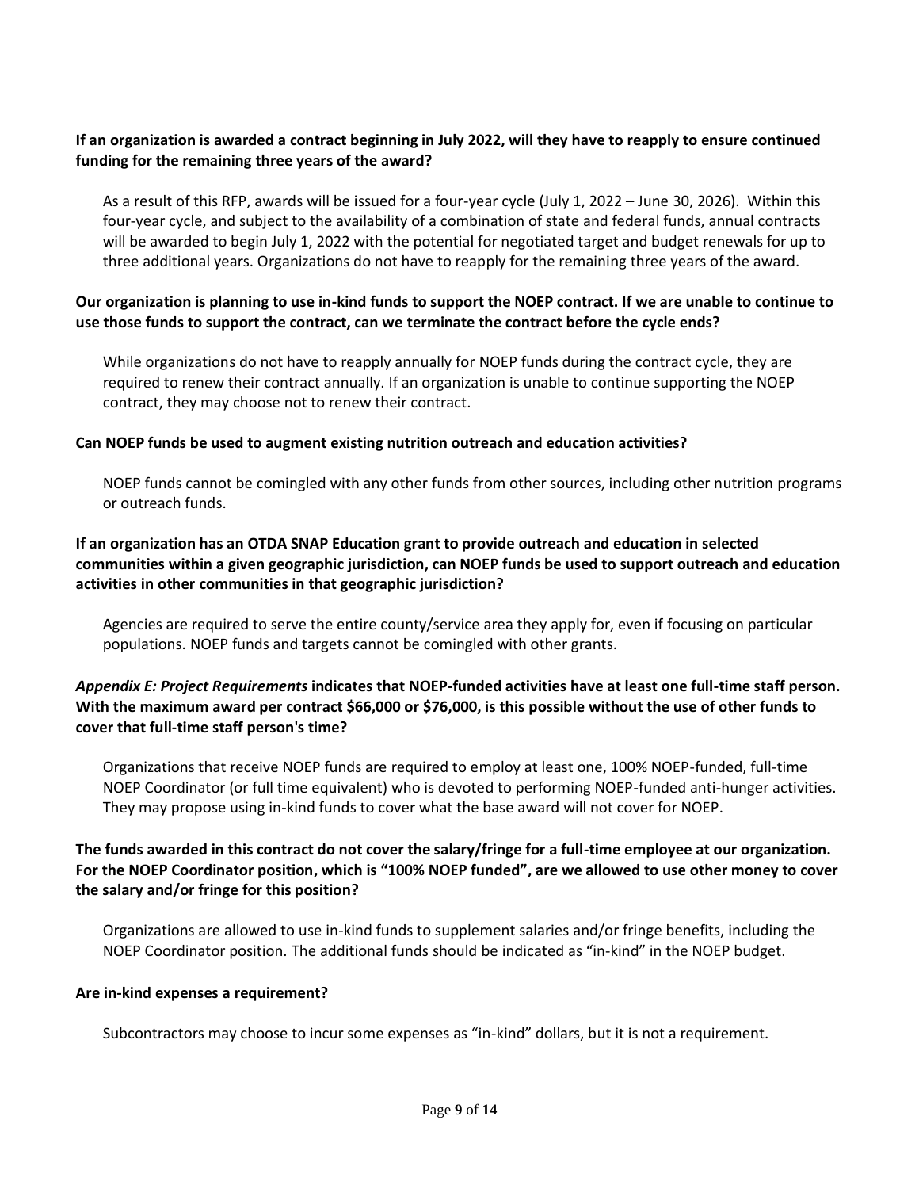**If an organization is awarded a contract beginning in July 2022, will they have to reapply to ensure continued funding for the remaining three years of the award?**

As a result of this RFP, awards will be issued for a four-year cycle (July 1, 2022 – June 30, 2026). Within this four-year cycle, and subject to the availability of a combination of state and federal funds, annual contracts will be awarded to begin July 1, 2022 with the potential for negotiated target and budget renewals for up to three additional years. Organizations do not have to reapply for the remaining three years of the award.

**Our organization is planning to use in-kind funds to support the NOEP contract. If we are unable to continue to use those funds to support the contract, can we terminate the contract before the cycle ends?**

While organizations do not have to reapply annually for NOEP funds during the contract cycle, they are required to renew their contract annually. If an organization is unable to continue supporting the NOEP contract, they may choose not to renew their contract.

**Can NOEP funds be used to augment existing nutrition outreach and education activities?**

NOEP funds cannot be comingled with any other funds from other sources, including other nutrition programs or outreach funds.

**If an organization has an OTDA SNAP Education grant to provide outreach and education in selected communities within a given geographic jurisdiction, can NOEP funds be used to support outreach and education activities in other communities in that geographic jurisdiction?**

Agencies are required to serve the entire county/service area they apply for, even if focusing on particular populations. NOEP funds and targets cannot be comingled with other grants.

***Appendix E: Project Requirements*** **indicates that NOEP-funded activities have at least one full-time staff person. With the maximum award per contract $66,000 or $76,000, is this possible without the use of other funds to cover that full-time staff person's time?**

Organizations that receive NOEP funds are required to employ at least one, 100% NOEP-funded, full-time NOEP Coordinator (or full time equivalent) who is devoted to performing NOEP-funded anti-hunger activities. They may propose using in-kind funds to cover what the base award will not cover for NOEP.

**The funds awarded in this contract do not cover the salary/fringe for a full-time employee at our organization. For the NOEP Coordinator position, which is "100% NOEP funded", are we allowed to use other money to cover the salary and/or fringe for this position?**

Organizations are allowed to use in-kind funds to supplement salaries and/or fringe benefits, including the NOEP Coordinator position. The additional funds should be indicated as "in-kind" in the NOEP budget.

**Are in-kind expenses a requirement?**

Subcontractors may choose to incur some expenses as "in-kind" dollars, but it is not a requirement.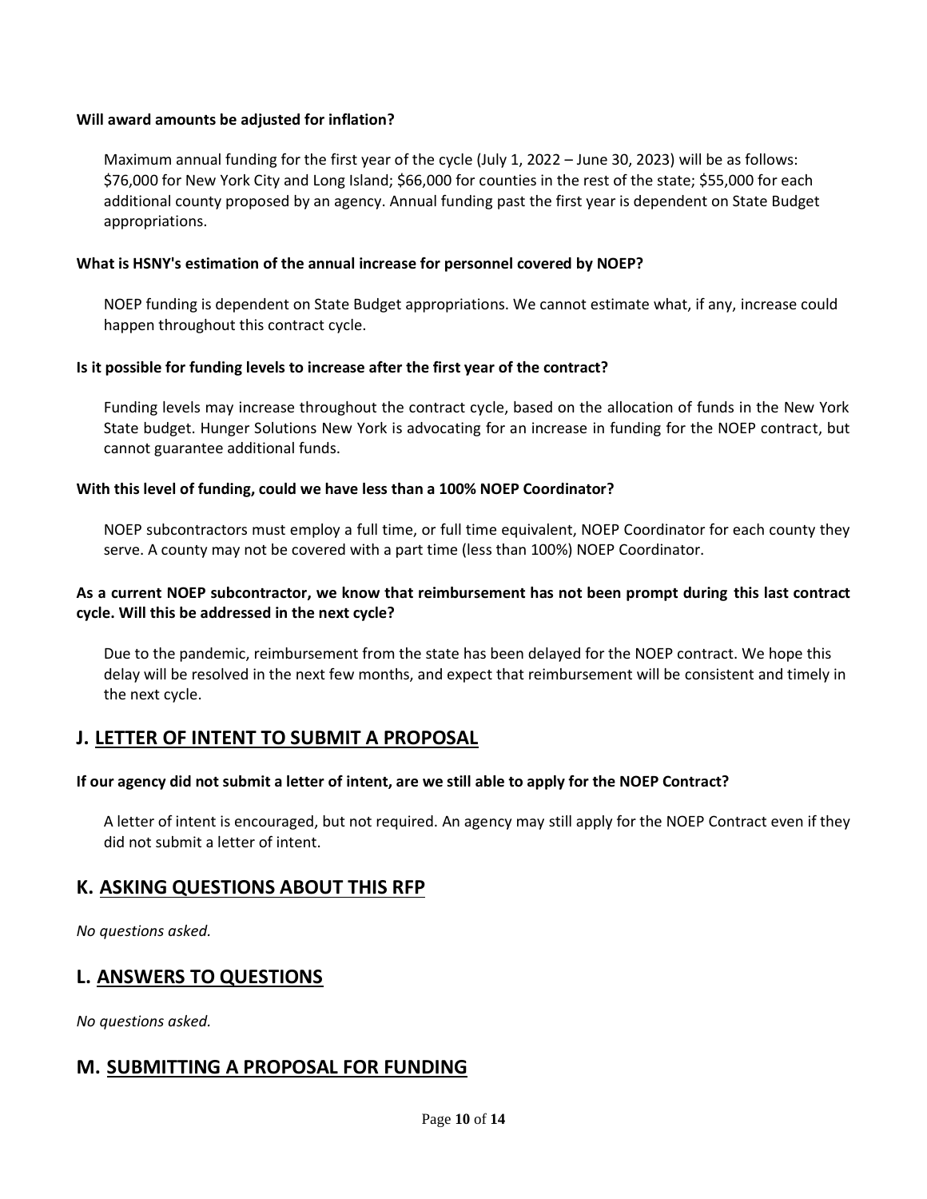**Will award amounts be adjusted for inflation?**

Maximum annual funding for the first year of the cycle (July 1, 2022 – June 30, 2023) will be as follows: $76,000 for New York City and Long Island; $66,000 for counties in the rest of the state; $55,000 for each additional county proposed by an agency. Annual funding past the first year is dependent on State Budget appropriations.

**What is HSNY's estimation of the annual increase for personnel covered by NOEP?**

NOEP funding is dependent on State Budget appropriations. We cannot estimate what, if any, increase could happen throughout this contract cycle.

**Is it possible for funding levels to increase after the first year of the contract?**

Funding levels may increase throughout the contract cycle, based on the allocation of funds in the New York State budget. Hunger Solutions New York is advocating for an increase in funding for the NOEP contract, but cannot guarantee additional funds.

**With this level of funding, could we have less than a 100% NOEP Coordinator?**

NOEP subcontractors must employ a full time, or full time equivalent, NOEP Coordinator for each county they serve. A county may not be covered with a part time (less than 100%) NOEP Coordinator.

**As a current NOEP subcontractor, we know that reimbursement has not been prompt during this last contract cycle. Will this be addressed in the next cycle?**

Due to the pandemic, reimbursement from the state has been delayed for the NOEP contract. We hope this delay will be resolved in the next few months, and expect that reimbursement will be consistent and timely in the next cycle.

## J. LETTER OF INTENT TO SUBMIT A PROPOSAL

**If our agency did not submit a letter of intent, are we still able to apply for the NOEP Contract?**

A letter of intent is encouraged, but not required. An agency may still apply for the NOEP Contract even if they did not submit a letter of intent.

## K. ASKING QUESTIONS ABOUT THIS RFP

*No questions asked.*

## L. ANSWERS TO QUESTIONS

*No questions asked.*

## M. SUBMITTING A PROPOSAL FOR FUNDING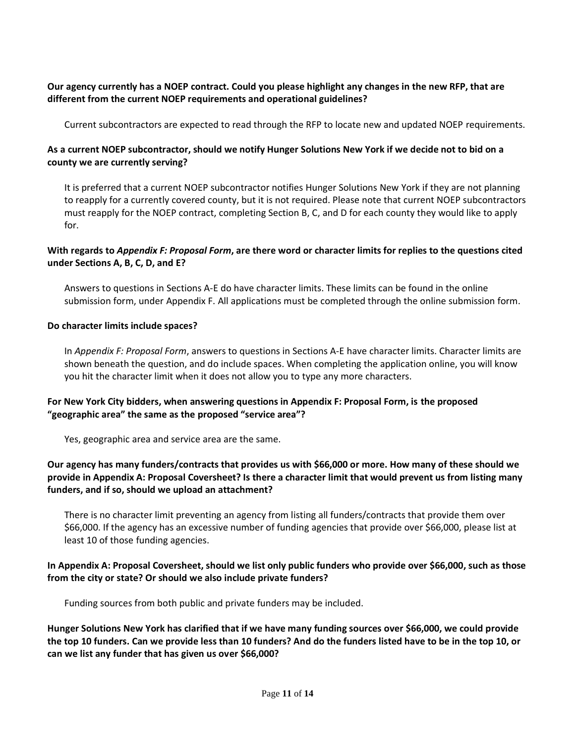**Our agency currently has a NOEP contract. Could you please highlight any changes in the new RFP, that are different from the current NOEP requirements and operational guidelines?**

Current subcontractors are expected to read through the RFP to locate new and updated NOEP requirements.

**As a current NOEP subcontractor, should we notify Hunger Solutions New York if we decide not to bid on a county we are currently serving?**

It is preferred that a current NOEP subcontractor notifies Hunger Solutions New York if they are not planning to reapply for a currently covered county, but it is not required. Please note that current NOEP subcontractors must reapply for the NOEP contract, completing Section B, C, and D for each county they would like to apply for.

**With regards to *Appendix F: Proposal Form*, are there word or character limits for replies to the questions cited under Sections A, B, C, D, and E?**

Answers to questions in Sections A-E do have character limits. These limits can be found in the online submission form, under Appendix F. All applications must be completed through the online submission form.

**Do character limits include spaces?**

In *Appendix F: Proposal Form*, answers to questions in Sections A-E have character limits. Character limits are shown beneath the question, and do include spaces. When completing the application online, you will know you hit the character limit when it does not allow you to type any more characters.

**For New York City bidders, when answering questions in Appendix F: Proposal Form, is the proposed "geographic area" the same as the proposed "service area"?**

Yes, geographic area and service area are the same.

**Our agency has many funders/contracts that provides us with $66,000 or more. How many of these should we provide in Appendix A: Proposal Coversheet? Is there a character limit that would prevent us from listing many funders, and if so, should we upload an attachment?**

There is no character limit preventing an agency from listing all funders/contracts that provide them over $66,000. If the agency has an excessive number of funding agencies that provide over $66,000, please list at least 10 of those funding agencies.

**In Appendix A: Proposal Coversheet, should we list only public funders who provide over $66,000, such as those from the city or state? Or should we also include private funders?**

Funding sources from both public and private funders may be included.

**Hunger Solutions New York has clarified that if we have many funding sources over $66,000, we could provide the top 10 funders. Can we provide less than 10 funders? And do the funders listed have to be in the top 10, or can we list any funder that has given us over $66,000?**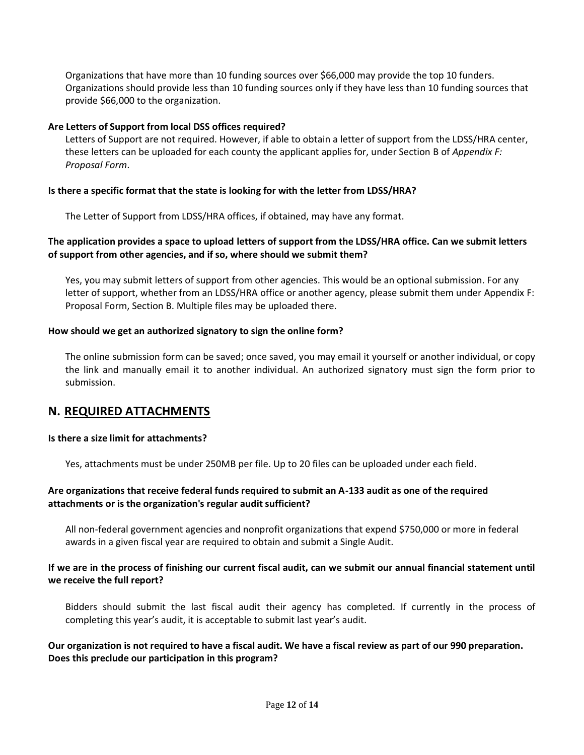Organizations that have more than 10 funding sources over $66,000 may provide the top 10 funders. Organizations should provide less than 10 funding sources only if they have less than 10 funding sources that provide $66,000 to the organization.

**Are Letters of Support from local DSS offices required?**

Letters of Support are not required. However, if able to obtain a letter of support from the LDSS/HRA center, these letters can be uploaded for each county the applicant applies for, under Section B of *Appendix F: Proposal Form*.

**Is there a specific format that the state is looking for with the letter from LDSS/HRA?**

The Letter of Support from LDSS/HRA offices, if obtained, may have any format.

**The application provides a space to upload letters of support from the LDSS/HRA office. Can we submit letters of support from other agencies, and if so, where should we submit them?**

Yes, you may submit letters of support from other agencies. This would be an optional submission. For any letter of support, whether from an LDSS/HRA office or another agency, please submit them under Appendix F: Proposal Form, Section B. Multiple files may be uploaded there.

**How should we get an authorized signatory to sign the online form?**

The online submission form can be saved; once saved, you may email it yourself or another individual, or copy the link and manually email it to another individual. An authorized signatory must sign the form prior to submission.

## N. REQUIRED ATTACHMENTS

**Is there a size limit for attachments?**

Yes, attachments must be under 250MB per file. Up to 20 files can be uploaded under each field.

**Are organizations that receive federal funds required to submit an A-133 audit as one of the required attachments or is the organization's regular audit sufficient?**

All non-federal government agencies and nonprofit organizations that expend $750,000 or more in federal awards in a given fiscal year are required to obtain and submit a Single Audit.

**If we are in the process of finishing our current fiscal audit, can we submit our annual financial statement until we receive the full report?**

Bidders should submit the last fiscal audit their agency has completed. If currently in the process of completing this year's audit, it is acceptable to submit last year's audit.

**Our organization is not required to have a fiscal audit. We have a fiscal review as part of our 990 preparation. Does this preclude our participation in this program?**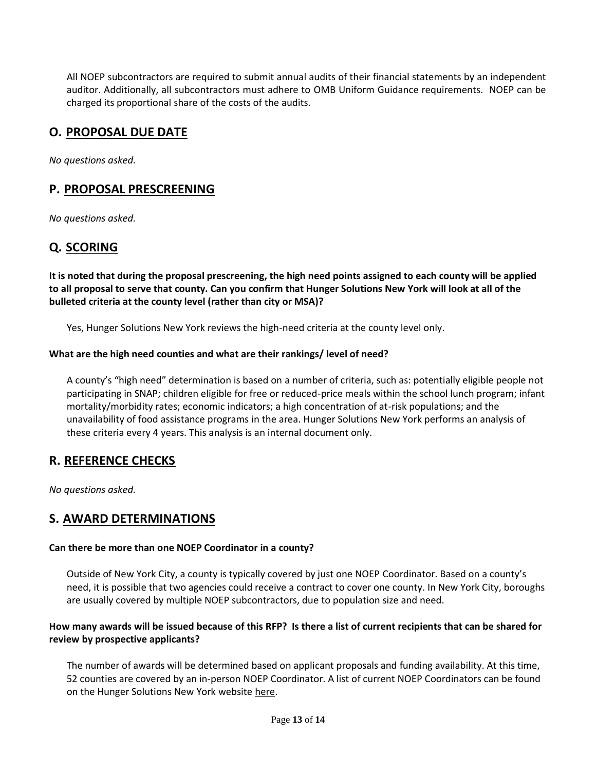All NOEP subcontractors are required to submit annual audits of their financial statements by an independent auditor. Additionally, all subcontractors must adhere to OMB Uniform Guidance requirements. NOEP can be charged its proportional share of the costs of the audits.

## O. PROPOSAL DUE DATE

*No questions asked.*

## P. PROPOSAL PRESCREENING

*No questions asked.*

## Q. SCORING

**It is noted that during the proposal prescreening, the high need points assigned to each county will be applied to all proposal to serve that county. Can you confirm that Hunger Solutions New York will look at all of the bulleted criteria at the county level (rather than city or MSA)?**

Yes, Hunger Solutions New York reviews the high-need criteria at the county level only.

**What are the high need counties and what are their rankings/ level of need?**

A county's "high need" determination is based on a number of criteria, such as: potentially eligible people not participating in SNAP; children eligible for free or reduced-price meals within the school lunch program; infant mortality/morbidity rates; economic indicators; a high concentration of at-risk populations; and the unavailability of food assistance programs in the area. Hunger Solutions New York performs an analysis of these criteria every 4 years. This analysis is an internal document only.

## R. REFERENCE CHECKS

*No questions asked.*

## S. AWARD DETERMINATIONS

**Can there be more than one NOEP Coordinator in a county?**

Outside of New York City, a county is typically covered by just one NOEP Coordinator. Based on a county's need, it is possible that two agencies could receive a contract to cover one county. In New York City, boroughs are usually covered by multiple NOEP subcontractors, due to population size and need.

**How many awards will be issued because of this RFP? Is there a list of current recipients that can be shared for review by prospective applicants?**

The number of awards will be determined based on applicant proposals and funding availability. At this time, 52 counties are covered by an in-person NOEP Coordinator. A list of current NOEP Coordinators can be found on the Hunger Solutions New York website here.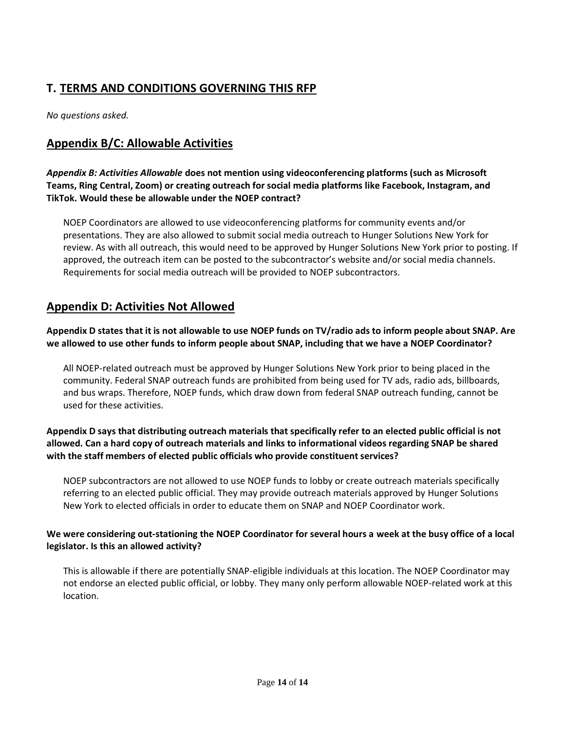## T. TERMS AND CONDITIONS GOVERNING THIS RFP

*No questions asked.*

## Appendix B/C: Allowable Activities

***Appendix B: Activities Allowable*** **does not mention using videoconferencing platforms (such as Microsoft Teams, Ring Central, Zoom) or creating outreach for social media platforms like Facebook, Instagram, and TikTok. Would these be allowable under the NOEP contract?**

NOEP Coordinators are allowed to use videoconferencing platforms for community events and/or presentations. They are also allowed to submit social media outreach to Hunger Solutions New York for review. As with all outreach, this would need to be approved by Hunger Solutions New York prior to posting. If approved, the outreach item can be posted to the subcontractor's website and/or social media channels. Requirements for social media outreach will be provided to NOEP subcontractors.

## Appendix D: Activities Not Allowed

**Appendix D states that it is not allowable to use NOEP funds on TV/radio ads to inform people about SNAP. Are we allowed to use other funds to inform people about SNAP, including that we have a NOEP Coordinator?**

All NOEP-related outreach must be approved by Hunger Solutions New York prior to being placed in the community. Federal SNAP outreach funds are prohibited from being used for TV ads, radio ads, billboards, and bus wraps. Therefore, NOEP funds, which draw down from federal SNAP outreach funding, cannot be used for these activities.

**Appendix D says that distributing outreach materials that specifically refer to an elected public official is not allowed. Can a hard copy of outreach materials and links to informational videos regarding SNAP be shared with the staff members of elected public officials who provide constituent services?**

NOEP subcontractors are not allowed to use NOEP funds to lobby or create outreach materials specifically referring to an elected public official. They may provide outreach materials approved by Hunger Solutions New York to elected officials in order to educate them on SNAP and NOEP Coordinator work.

**We were considering out-stationing the NOEP Coordinator for several hours a week at the busy office of a local legislator. Is this an allowed activity?**

This is allowable if there are potentially SNAP-eligible individuals at this location. The NOEP Coordinator may not endorse an elected public official, or lobby. They many only perform allowable NOEP-related work at this location.